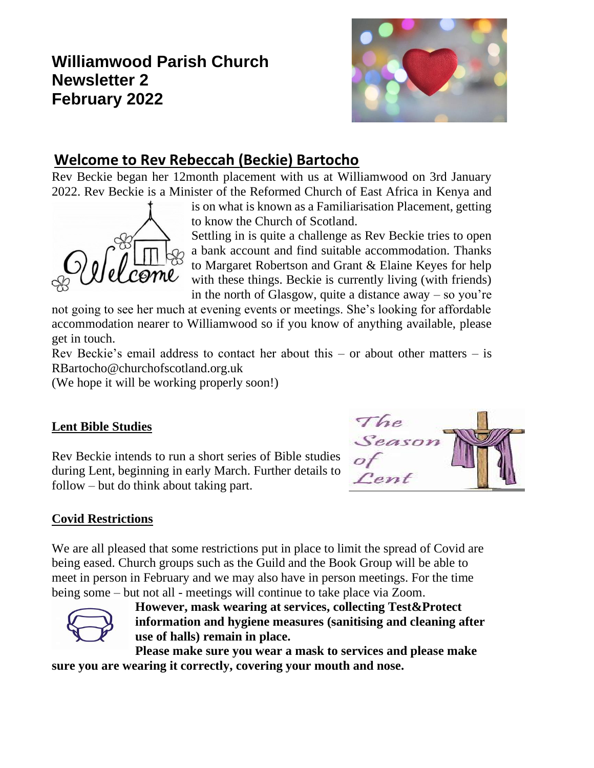# Williamwood Parish Church
# Newsletter 2
# February 2022

## Welcome to Rev Rebeccah (Beckie) Bartocho

Rev Beckie began her 12month placement with us at Williamwood on 3rd January 2022. Rev Beckie is a Minister of the Reformed Church of East Africa in Kenya and is on what is known as a Familiarisation Placement, getting to know the Church of Scotland.

Settling in is quite a challenge as Rev Beckie tries to open a bank account and find suitable accommodation. Thanks to Margaret Robertson and Grant & Elaine Keyes for help with these things. Beckie is currently living (with friends) in the north of Glasgow, quite a distance away – so you're not going to see her much at evening events or meetings. She's looking for affordable accommodation nearer to Williamwood so if you know of anything available, please get in touch.

Rev Beckie's email address to contact her about this – or about other matters – is RBartocho@churchofscotland.org.uk

(We hope it will be working properly soon!)

**Lent Bible Studies**

Rev Beckie intends to run a short series of Bible studies during Lent, beginning in early March. Further details to follow – but do think about taking part.

**Covid Restrictions**

We are all pleased that some restrictions put in place to limit the spread of Covid are being eased. Church groups such as the Guild and the Book Group will be able to meet in person in February and we may also have in person meetings. For the time being some – but not all - meetings will continue to take place via Zoom.

**However, mask wearing at services, collecting Test&Protect information and hygiene measures (sanitising and cleaning after use of halls) remain in place.**

**Please make sure you wear a mask to services and please make sure you are wearing it correctly, covering your mouth and nose.**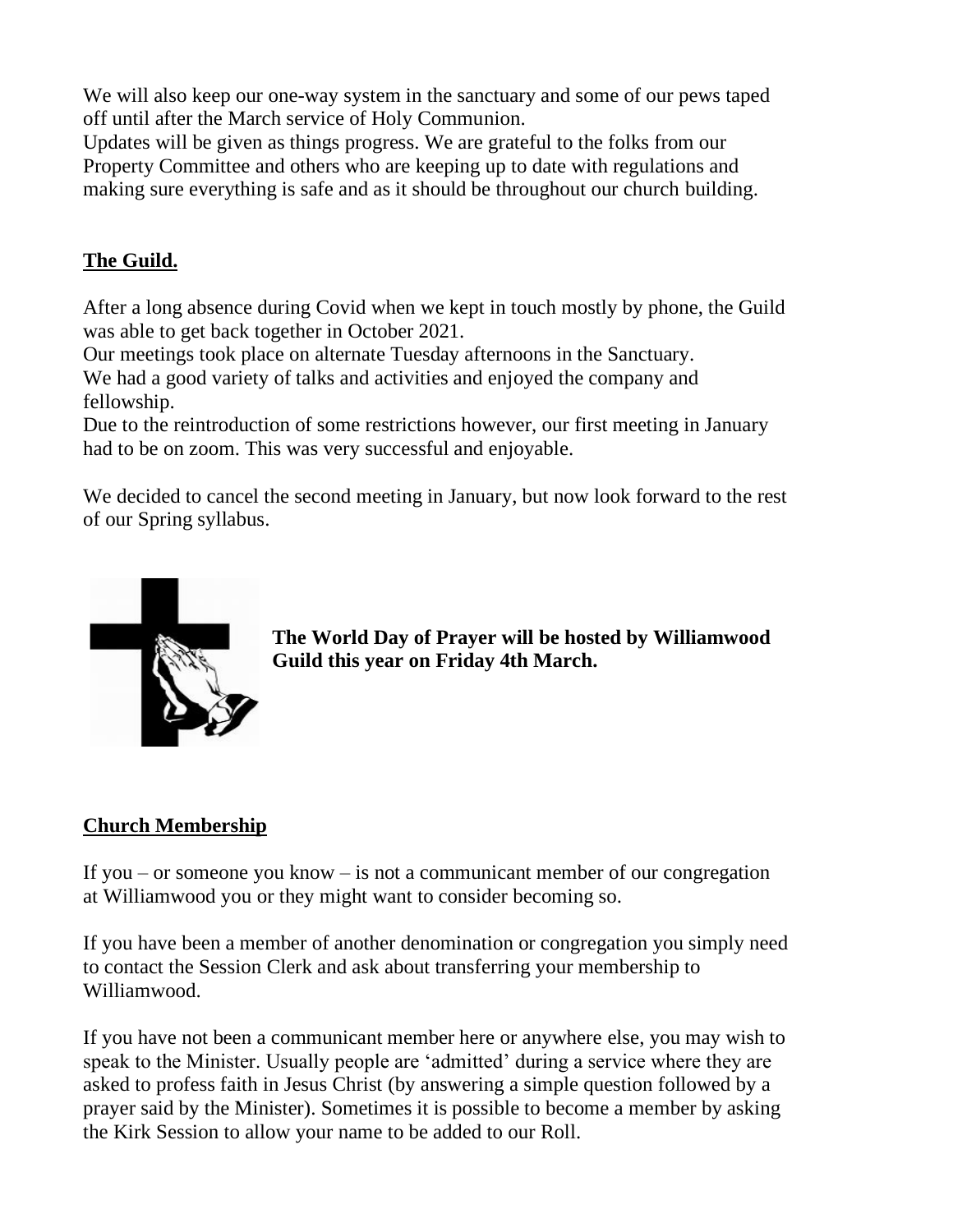We will also keep our one-way system in the sanctuary and some of our pews taped off until after the March service of Holy Communion.
Updates will be given as things progress. We are grateful to the folks from our Property Committee and others who are keeping up to date with regulations and making sure everything is safe and as it should be throughout our church building.

## The Guild.

After a long absence during Covid when we kept in touch mostly by phone, the Guild was able to get back together in October 2021.
Our meetings took place on alternate Tuesday afternoons in the Sanctuary.
We had a good variety of talks and activities and enjoyed the company and fellowship.
Due to the reintroduction of some restrictions however, our first meeting in January had to be on zoom. This was very successful and enjoyable.

We decided to cancel the second meeting in January, but now look forward to the rest of our Spring syllabus.

**The World Day of Prayer will be hosted by Williamwood Guild this year on Friday 4th March.**

## Church Membership

If you – or someone you know – is not a communicant member of our congregation at Williamwood you or they might want to consider becoming so.

If you have been a member of another denomination or congregation you simply need to contact the Session Clerk and ask about transferring your membership to Williamwood.

If you have not been a communicant member here or anywhere else, you may wish to speak to the Minister. Usually people are 'admitted' during a service where they are asked to profess faith in Jesus Christ (by answering a simple question followed by a prayer said by the Minister). Sometimes it is possible to become a member by asking the Kirk Session to allow your name to be added to our Roll.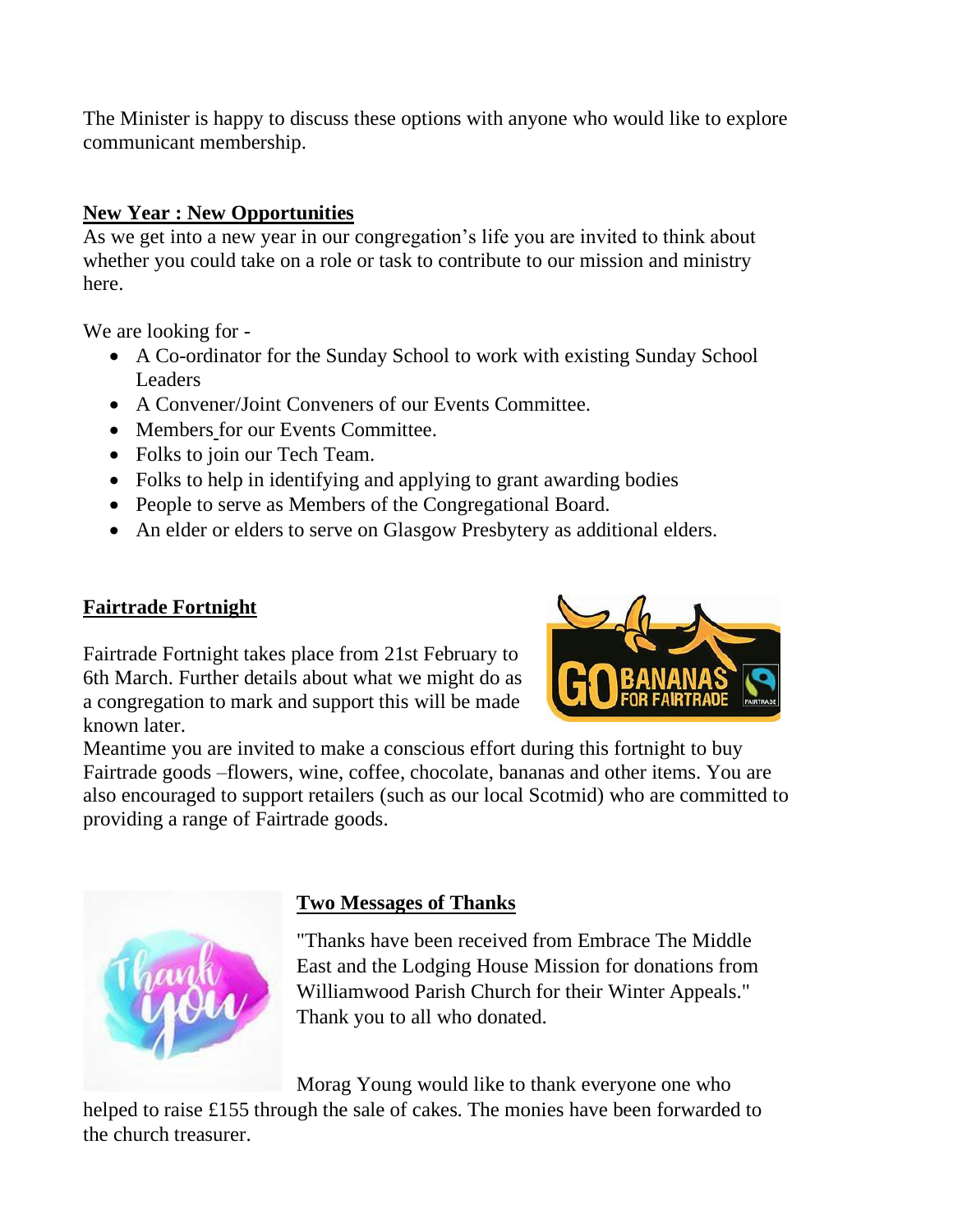The Minister is happy to discuss these options with anyone who would like to explore communicant membership.

## New Year : New Opportunities

As we get into a new year in our congregation's life you are invited to think about whether you could take on a role or task to contribute to our mission and ministry here.

We are looking for -

- A Co-ordinator for the Sunday School to work with existing Sunday School Leaders
- A Convener/Joint Conveners of our Events Committee.
- Members for our Events Committee.
- Folks to join our Tech Team.
- Folks to help in identifying and applying to grant awarding bodies
- People to serve as Members of the Congregational Board.
- An elder or elders to serve on Glasgow Presbytery as additional elders.

## Fairtrade Fortnight

Fairtrade Fortnight takes place from 21st February to 6th March. Further details about what we might do as a congregation to mark and support this will be made known later.

Meantime you are invited to make a conscious effort during this fortnight to buy Fairtrade goods –flowers, wine, coffee, chocolate, bananas and other items. You are also encouraged to support retailers (such as our local Scotmid) who are committed to providing a range of Fairtrade goods.

## Two Messages of Thanks

"Thanks have been received from Embrace The Middle East and the Lodging House Mission for donations from Williamwood Parish Church for their Winter Appeals." Thank you to all who donated.

Morag Young would like to thank everyone one who helped to raise £155 through the sale of cakes. The monies have been forwarded to the church treasurer.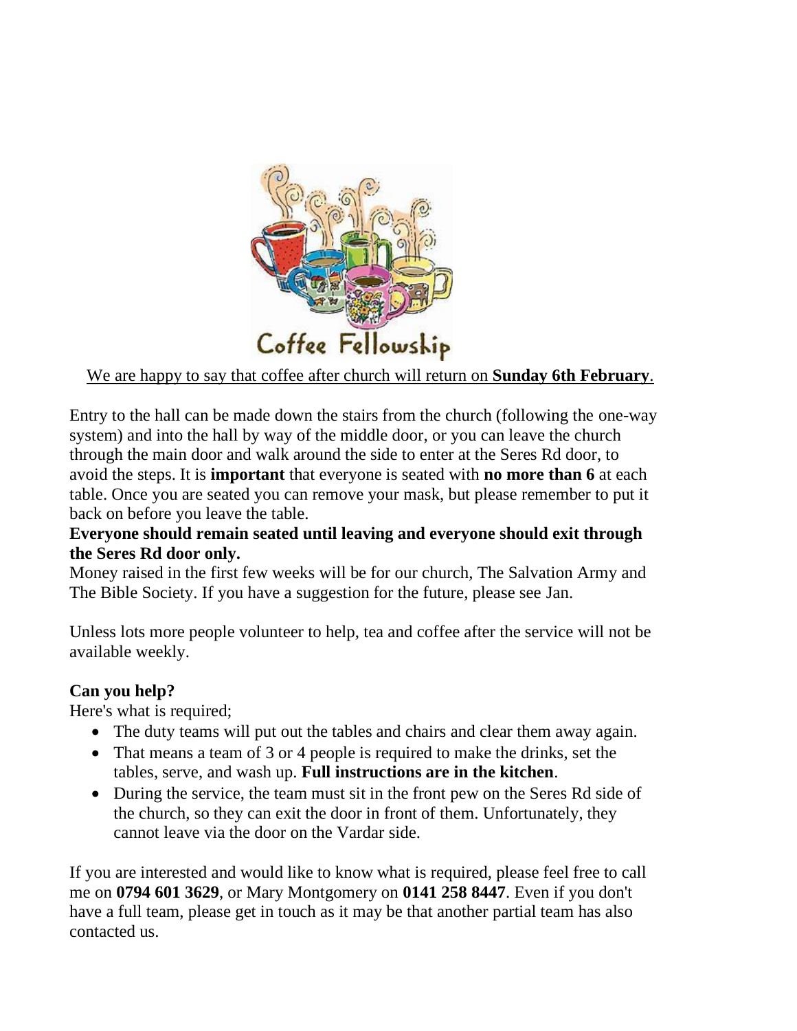Coffee Fellowship

<u>We are happy to say that coffee after church will return on **Sunday 6th February**.</u>

Entry to the hall can be made down the stairs from the church (following the one-way system) and into the hall by way of the middle door, or you can leave the church through the main door and walk around the side to enter at the Seres Rd door, to avoid the steps. It is **important** that everyone is seated with **no more than 6** at each table. Once you are seated you can remove your mask, but please remember to put it back on before you leave the table.

**Everyone should remain seated until leaving and everyone should exit through the Seres Rd door only.**

Money raised in the first few weeks will be for our church, The Salvation Army and The Bible Society. If you have a suggestion for the future, please see Jan.

Unless lots more people volunteer to help, tea and coffee after the service will not be available weekly.

**Can you help?**

Here's what is required;

- The duty teams will put out the tables and chairs and clear them away again.
- That means a team of 3 or 4 people is required to make the drinks, set the tables, serve, and wash up. **Full instructions are in the kitchen**.
- During the service, the team must sit in the front pew on the Seres Rd side of the church, so they can exit the door in front of them. Unfortunately, they cannot leave via the door on the Vardar side.

If you are interested and would like to know what is required, please feel free to call me on **0794 601 3629**, or Mary Montgomery on **0141 258 8447**. Even if you don't have a full team, please get in touch as it may be that another partial team has also contacted us.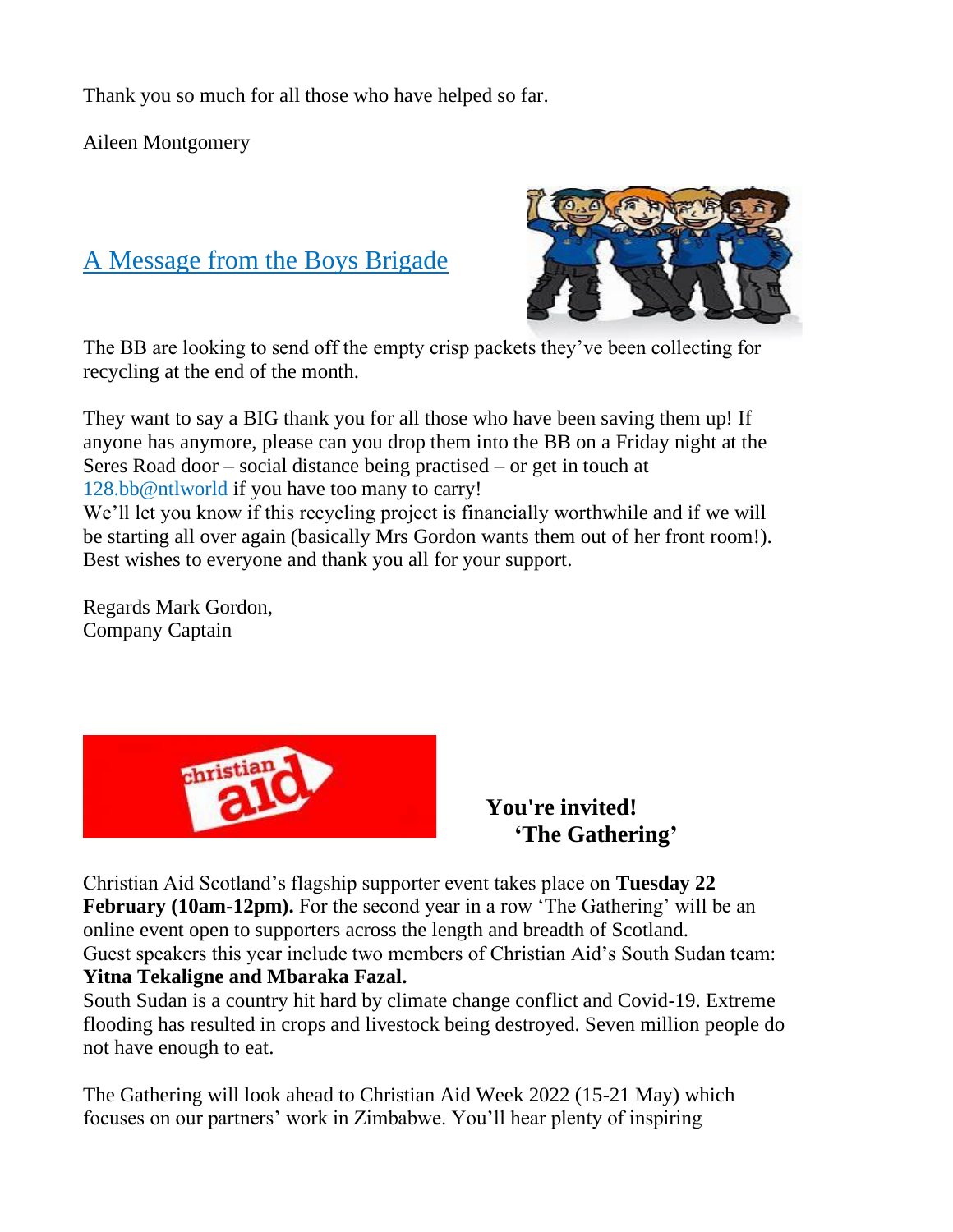Thank you so much for all those who have helped so far.

Aileen Montgomery

## A Message from the Boys Brigade

The BB are looking to send off the empty crisp packets they've been collecting for recycling at the end of the month.

They want to say a BIG thank you for all those who have been saving them up! If anyone has anymore, please can you drop them into the BB on a Friday night at the Seres Road door – social distance being practised – or get in touch at 128.bb@ntlworld if you have too many to carry!
We'll let you know if this recycling project is financially worthwhile and if we will be starting all over again (basically Mrs Gordon wants them out of her front room!). Best wishes to everyone and thank you all for your support.

Regards Mark Gordon,
Company Captain

**You're invited!**
**'The Gathering'**

Christian Aid Scotland's flagship supporter event takes place on **Tuesday 22 February (10am-12pm).** For the second year in a row 'The Gathering' will be an online event open to supporters across the length and breadth of Scotland.
Guest speakers this year include two members of Christian Aid's South Sudan team: **Yitna Tekaligne and Mbaraka Fazal.**
South Sudan is a country hit hard by climate change conflict and Covid-19. Extreme flooding has resulted in crops and livestock being destroyed. Seven million people do not have enough to eat.

The Gathering will look ahead to Christian Aid Week 2022 (15-21 May) which focuses on our partners' work in Zimbabwe. You'll hear plenty of inspiring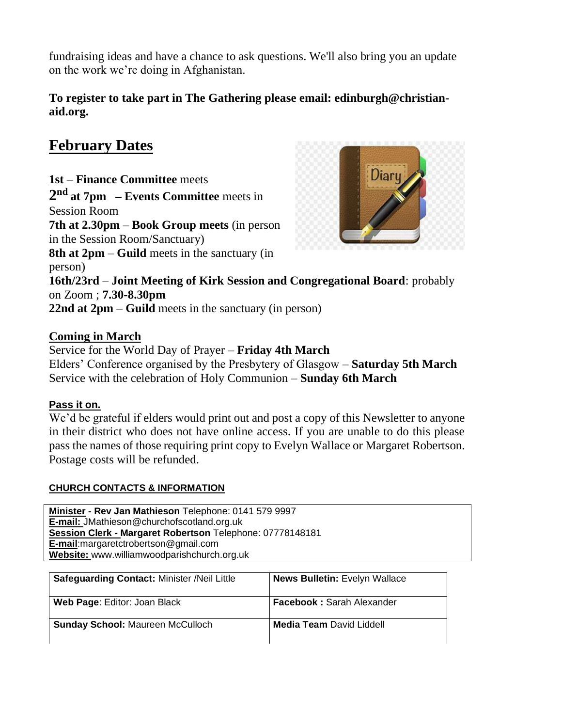fundraising ideas and have a chance to ask questions. We'll also bring you an update on the work we're doing in Afghanistan.

**To register to take part in The Gathering please email: edinburgh@christian-aid.org.**

## February Dates

**1st** – **Finance Committee** meets
**2nd at 7pm** – **Events Committee** meets in Session Room
**7th at 2.30pm** – **Book Group meets** (in person in the Session Room/Sanctuary)
**8th at 2pm** – **Guild** meets in the sanctuary (in person)
**16th/23rd** – **Joint Meeting of Kirk Session and Congregational Board**: probably on Zoom ; **7.30-8.30pm**
**22nd at 2pm** – **Guild** meets in the sanctuary (in person)

### Coming in March

Service for the World Day of Prayer – **Friday 4th March**
Elders' Conference organised by the Presbytery of Glasgow – **Saturday 5th March**
Service with the celebration of Holy Communion – **Sunday 6th March**

### Pass it on.

We'd be grateful if elders would print out and post a copy of this Newsletter to anyone in their district who does not have online access. If you are unable to do this please pass the names of those requiring print copy to Evelyn Wallace or Margaret Robertson. Postage costs will be refunded.

### CHURCH CONTACTS & INFORMATION

**Minister - Rev Jan Mathieson** Telephone: 0141 579 9997
**E-mail:** JMathieson@churchofscotland.org.uk
**Session Clerk - Margaret Robertson** Telephone: 07778148181
**E-mail**:margaretctrobertson@gmail.com
**Website:** www.williamwoodparishchurch.org.uk

| | |
|---|---|
| **Safeguarding Contact:** Minister /Neil Little | **News Bulletin:** Evelyn Wallace |
| **Web Page**: Editor: Joan Black | **Facebook :** Sarah Alexander |
| **Sunday School:** Maureen McCulloch | **Media Team** David Liddell |